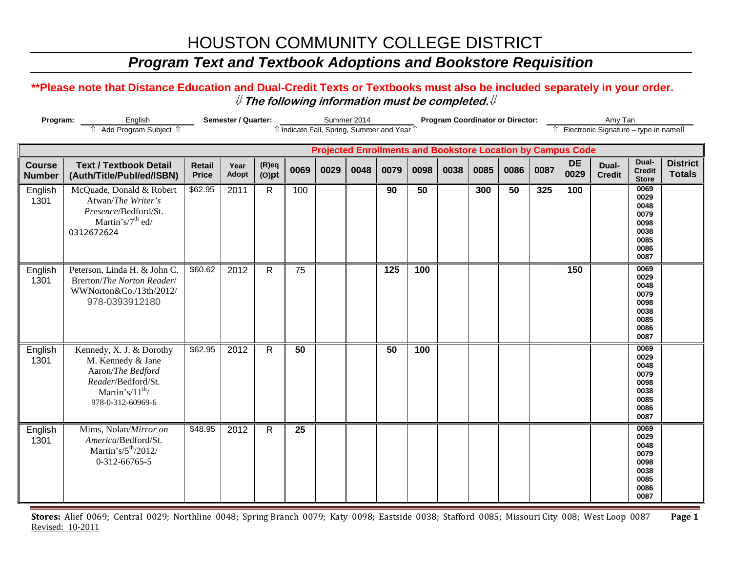# HOUSTON COMMUNITY COLLEGE DISTRICT

## *Program Text and Textbook Adoptions and Bookstore Requisition*

**\*\*Please note that Distance Education and Dual-Credit Texts or Textbooks must also be included separately in your order.**

⇓ ***The following information must be completed.*** ⇓

**Program:** English ⇑ Add Program Subject ⇑ **Semester / Quarter:** Summer 2014 ⇑ Indicate Fall, Spring, Summer and Year ⇑ **Program Coordinator or Director:** Amy Tan ⇑ Electronic Signature – type in name ⇑

| | | | | | **Projected Enrollments and Bookstore Location by Campus Code** | | | | | | | | | | | | |
|---|---|---|---|---|---|---|---|---|---|---|---|---|---|---|---|---|---|
| **Course Number** | **Text / Textbook Detail (Auth/Title/Publ/ed/ISBN)** | **Retail Price** | **Year Adopt** | **(R)eq (O)pt** | **0069** | **0029** | **0048** | **0079** | **0098** | **0038** | **0085** | **0086** | **0087** | **DE 0029** | **Dual-Credit** | **Dual-Credit Store** | **District Totals** |
| English 1301 | McQuade, Donald & Robert Atwan/*The Writer's Presence*/Bedford/St. Martin's/7th ed/ 0312672624 | $62.95 | 2011 | R | 100 | | | 90 | 50 | | 300 | 50 | 325 | 100 | | 0069 0029 0048 0079 0098 0038 0085 0086 0087 | |
| English 1301 | Peterson, Linda H. & John C. Brerton/*The Norton Reader*/ WWNorton&Co./13th/2012/ 978-0393912180 | $60.62 | 2012 | R | 75 | | | 125 | 100 | | | | | 150 | | 0069 0029 0048 0079 0098 0038 0085 0086 0087 | |
| English 1301 | Kennedy, X. J. & Dorothy M. Kennedy & Jane Aaron/*The Bedford Reader*/Bedford/St. Martin's/11th/ 978-0-312-60969-6 | $62.95 | 2012 | R | 50 | | | 50 | 100 | | | | | | | 0069 0029 0048 0079 0098 0038 0085 0086 0087 | |
| English 1301 | Mims, Nolan/*Mirror on America*/Bedford/St. Martin's/5th/2012/ 0-312-66765-5 | $48.95 | 2012 | R | 25 | | | | | | | | | | | 0069 0029 0048 0079 0098 0038 0085 0086 0087 | |

**Stores:** Alief 0069; Central 0029; Northline 0048; Spring Branch 0079; Katy 0098; Eastside 0038; Stafford 0085; Missouri City 008; West Loop 0087

Revised: 10-2011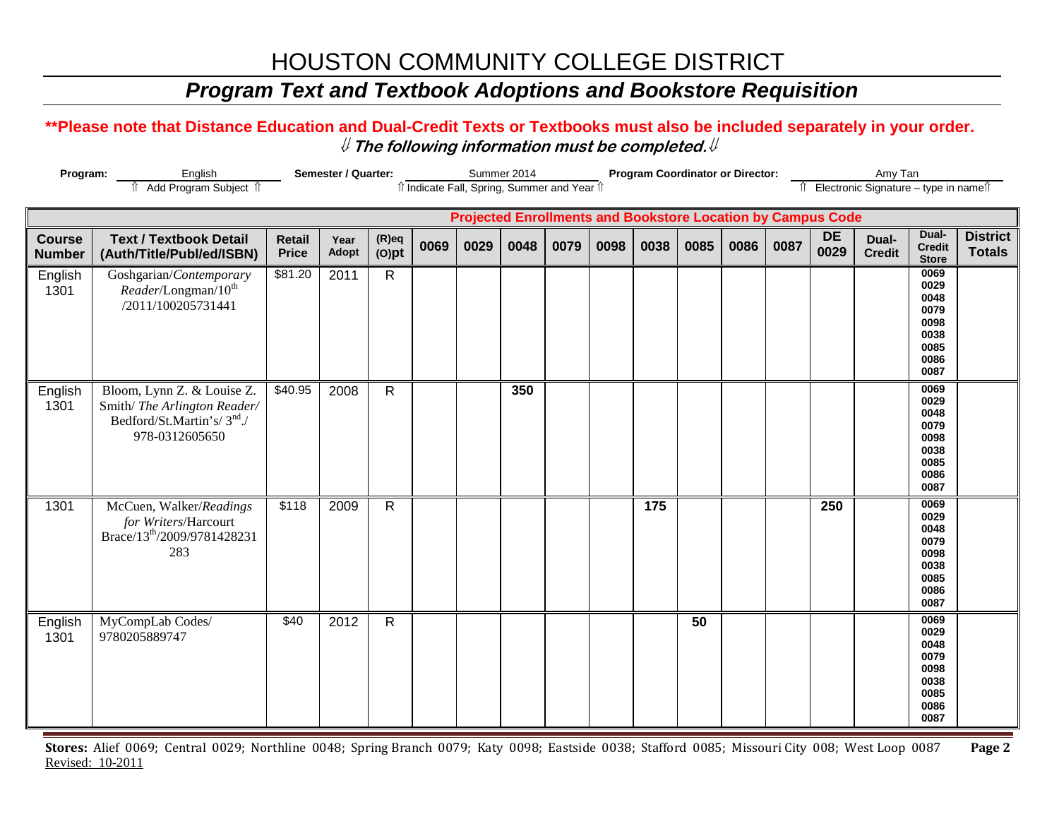# HOUSTON COMMUNITY COLLEGE DISTRICT

## *Program Text and Textbook Adoptions and Bookstore Requisition*

**\*\*Please note that Distance Education and Dual-Credit Texts or Textbooks must also be included separately in your order.**

**⇓ *The following information must be completed.* ⇓**

**Program:** English (⇑ Add Program Subject ⇑) **Semester / Quarter:** Summer 2014 (⇑ Indicate Fall, Spring, Summer and Year ⇑) **Program Coordinator or Director:** Amy Tan (⇑ Electronic Signature – type in name ⇑)

| | | | | | Projected Enrollments and Bookstore Location by Campus Code | | | | | | | | | | | | |
|---|---|---|---|---|---|---|---|---|---|---|---|---|---|---|---|---|---|
| **Course Number** | **Text / Textbook Detail (Auth/Title/Publ/ed/ISBN)** | **Retail Price** | **Year Adopt** | **(R)eq (O)pt** | **0069** | **0029** | **0048** | **0079** | **0098** | **0038** | **0085** | **0086** | **0087** | **DE 0029** | **Dual-Credit** | **Dual-Credit Store** | **District Totals** |
| English 1301 | Goshgarian/*Contemporary Reader*/Longman/10th /2011/100205731441 | $81.20 | 2011 | R | | | | | | | | | | | | 0069 0029 0048 0079 0098 0038 0085 0086 0087 | |
| English 1301 | Bloom, Lynn Z. & Louise Z. Smith/ *The Arlington Reader*/ Bedford/St.Martin's/ 3rd./ 978-0312605650 | $40.95 | 2008 | R | | | 350 | | | | | | | | | 0069 0029 0048 0079 0098 0038 0085 0086 0087 | |
| 1301 | McCuen, Walker/*Readings for Writers*/Harcourt Brace/13th/2009/9781428231283 | $118 | 2009 | R | | | | | | 175 | | | | 250 | | 0069 0029 0048 0079 0098 0038 0085 0086 0087 | |
| English 1301 | MyCompLab Codes/ 9780205889747 | $40 | 2012 | R | | | | | | | 50 | | | | | 0069 0029 0048 0079 0098 0038 0085 0086 0087 | |

**Stores:** Alief 0069; Central 0029; Northline 0048; Spring Branch 0079; Katy 0098; Eastside 0038; Stafford 0085; Missouri City 008; West Loop 0087

Revised: 10-2011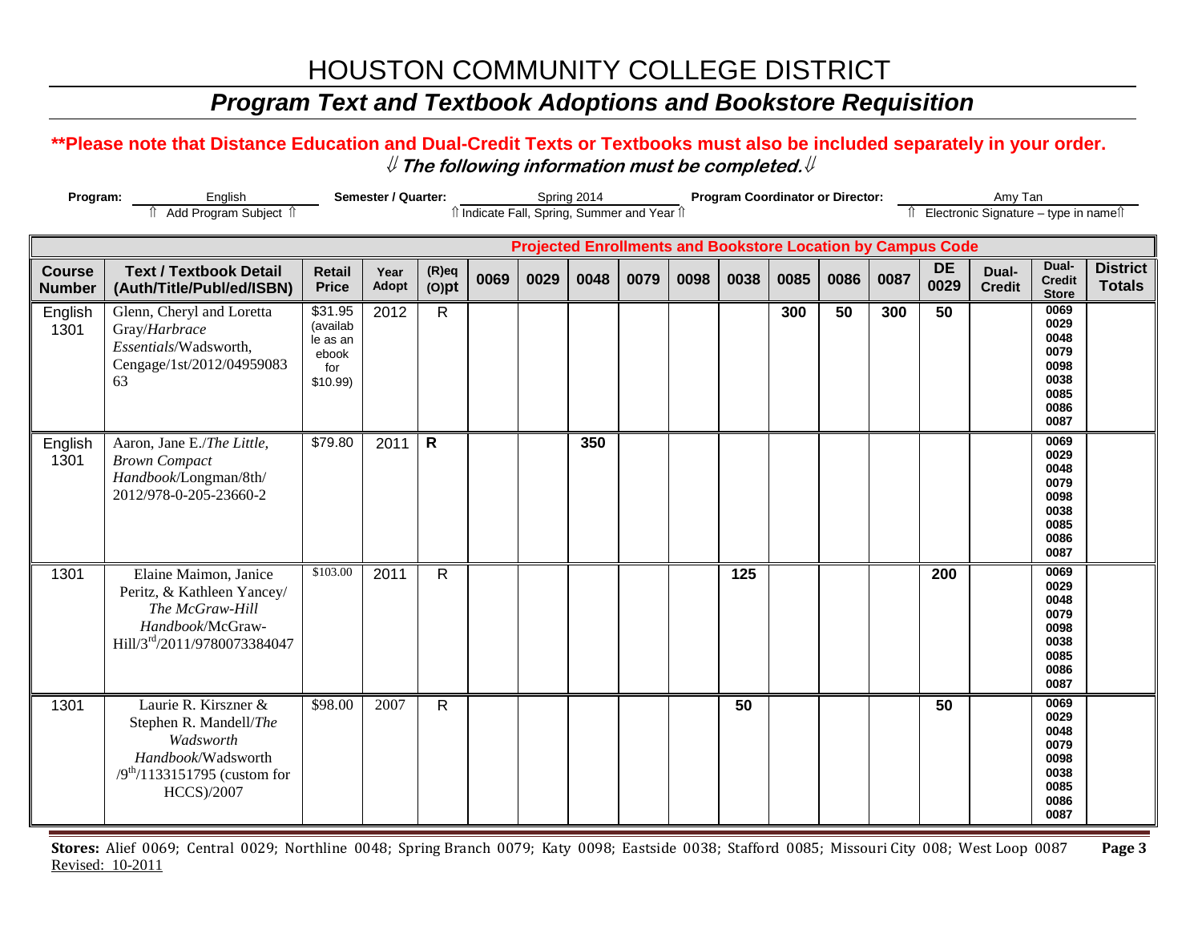# HOUSTON COMMUNITY COLLEGE DISTRICT

## *Program Text and Textbook Adoptions and Bookstore Requisition*

**\*\*Please note that Distance Education and Dual-Credit Texts or Textbooks must also be included separately in your order.**

**⇓ *The following information must be completed.* ⇓**

**Program:** English (⇑ Add Program Subject ⇑) **Semester / Quarter:** Spring 2014 (⇑ Indicate Fall, Spring, Summer and Year ⇑) **Program Coordinator or Director:** Amy Tan (⇑ Electronic Signature – type in name⇑)

| | | | | | Projected Enrollments and Bookstore Location by Campus Code | | | | | | | | | | | | |
|---|---|---|---|---|---|---|---|---|---|---|---|---|---|---|---|---|---|
| **Course Number** | **Text / Textbook Detail (Auth/Title/Publ/ed/ISBN)** | **Retail Price** | **Year Adopt** | **(R)eq (O)pt** | **0069** | **0029** | **0048** | **0079** | **0098** | **0038** | **0085** | **0086** | **0087** | **DE 0029** | **Dual-Credit** | **Dual-Credit Store** | **District Totals** |
| English 1301 | Glenn, Cheryl and Loretta Gray/*Harbrace Essentials*/Wadsworth, Cengage/1st/2012/0495908363 | $31.95 (available as an ebook for $10.99) | 2012 | R | | | | | | | 300 | 50 | 300 | 50 | | 0069 0029 0048 0079 0098 0038 0085 0086 0087 | |
| English 1301 | Aaron, Jane E./*The Little, Brown Compact Handbook*/Longman/8th/2012/978-0-205-23660-2 | $79.80 | 2011 | **R** | | | 350 | | | | | | | | | 0069 0029 0048 0079 0098 0038 0085 0086 0087 | |
| 1301 | Elaine Maimon, Janice Peritz, & Kathleen Yancey/ *The McGraw-Hill Handbook*/McGraw-Hill/3rd/2011/9780073384047 | $103.00 | 2011 | R | | | | | | 125 | | | | 200 | | 0069 0029 0048 0079 0098 0038 0085 0086 0087 | |
| 1301 | Laurie R. Kirszner & Stephen R. Mandell/*The Wadsworth Handbook*/Wadsworth /9th/1133151795 (custom for HCCS)/2007 | $98.00 | 2007 | R | | | | | | 50 | | | | 50 | | 0069 0029 0048 0079 0098 0038 0085 0086 0087 | |

**Stores:** Alief 0069; Central 0029; Northline 0048; Spring Branch 0079; Katy 0098; Eastside 0038; Stafford 0085; Missouri City 008; West Loop 0087

Revised: 10-2011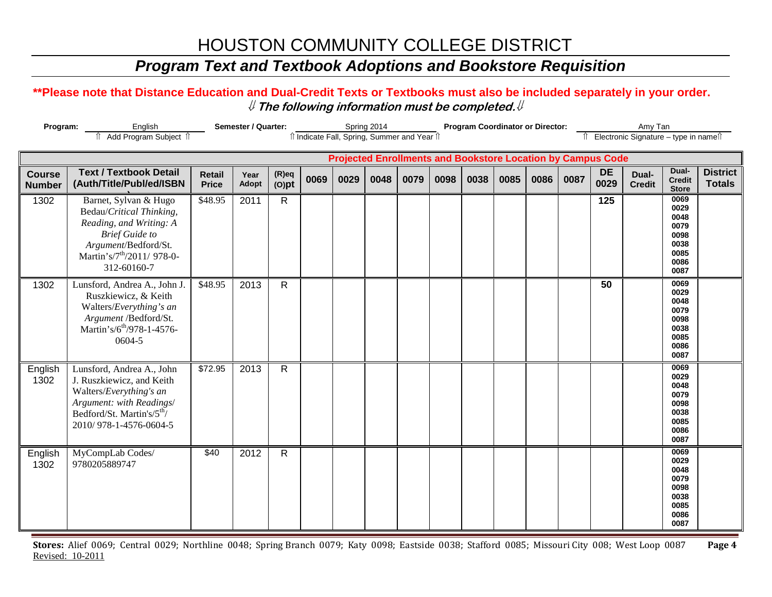# HOUSTON COMMUNITY COLLEGE DISTRICT

## *Program Text and Textbook Adoptions and Bookstore Requisition*

**\*\*Please note that Distance Education and Dual-Credit Texts or Textbooks must also be included separately in your order.**

**⇓ *The following information must be completed.* ⇓**

**Program:** English ⇑ Add Program Subject ⇑ **Semester / Quarter:** Spring 2014 ⇑ Indicate Fall, Spring, Summer and Year ⇑ **Program Coordinator or Director:** Amy Tan ⇑ Electronic Signature – type in name ⇑

| | | | | | Projected Enrollments and Bookstore Location by Campus Code | | | | | | | | | | | | |
|---|---|---|---|---|---|---|---|---|---|---|---|---|---|---|---|---|---|
| **Course Number** | **Text / Textbook Detail (Auth/Title/Publ/ed/ISBN** | **Retail Price** | **Year Adopt** | **(R)eq (O)pt** | **0069** | **0029** | **0048** | **0079** | **0098** | **0038** | **0085** | **0086** | **0087** | **DE 0029** | **Dual-Credit** | **Dual-Credit Store** | **District Totals** |
| 1302 | Barnet, Sylvan & Hugo Bedau/*Critical Thinking, Reading, and Writing: A Brief Guide to Argument*/Bedford/St. Martin's/7th/2011/ 978-0-312-60160-7 | $48.95 | 2011 | R | | | | | | | | | | 125 | | 0069 0029 0048 0079 0098 0038 0085 0086 0087 | |
| 1302 | Lunsford, Andrea A., John J. Ruszkiewicz, & Keith Walters/*Everything's an Argument* /Bedford/St. Martin's/6th/978-1-4576-0604-5 | $48.95 | 2013 | R | | | | | | | | | | 50 | | 0069 0029 0048 0079 0098 0038 0085 0086 0087 | |
| English 1302 | Lunsford, Andrea A., John J. Ruszkiewicz, and Keith Walters/*Everything's an Argument: with Readings*/ Bedford/St. Martin's/5th/ 2010/ 978-1-4576-0604-5 | $72.95 | 2013 | R | | | | | | | | | | | | 0069 0029 0048 0079 0098 0038 0085 0086 0087 | |
| English 1302 | MyCompLab Codes/ 9780205889747 | $40 | 2012 | R | | | | | | | | | | | | 0069 0029 0048 0079 0098 0038 0085 0086 0087 | |

**Stores:** Alief 0069; Central 0029; Northline 0048; Spring Branch 0079; Katy 0098; Eastside 0038; Stafford 0085; Missouri City 008; West Loop 0087

Revised: 10-2011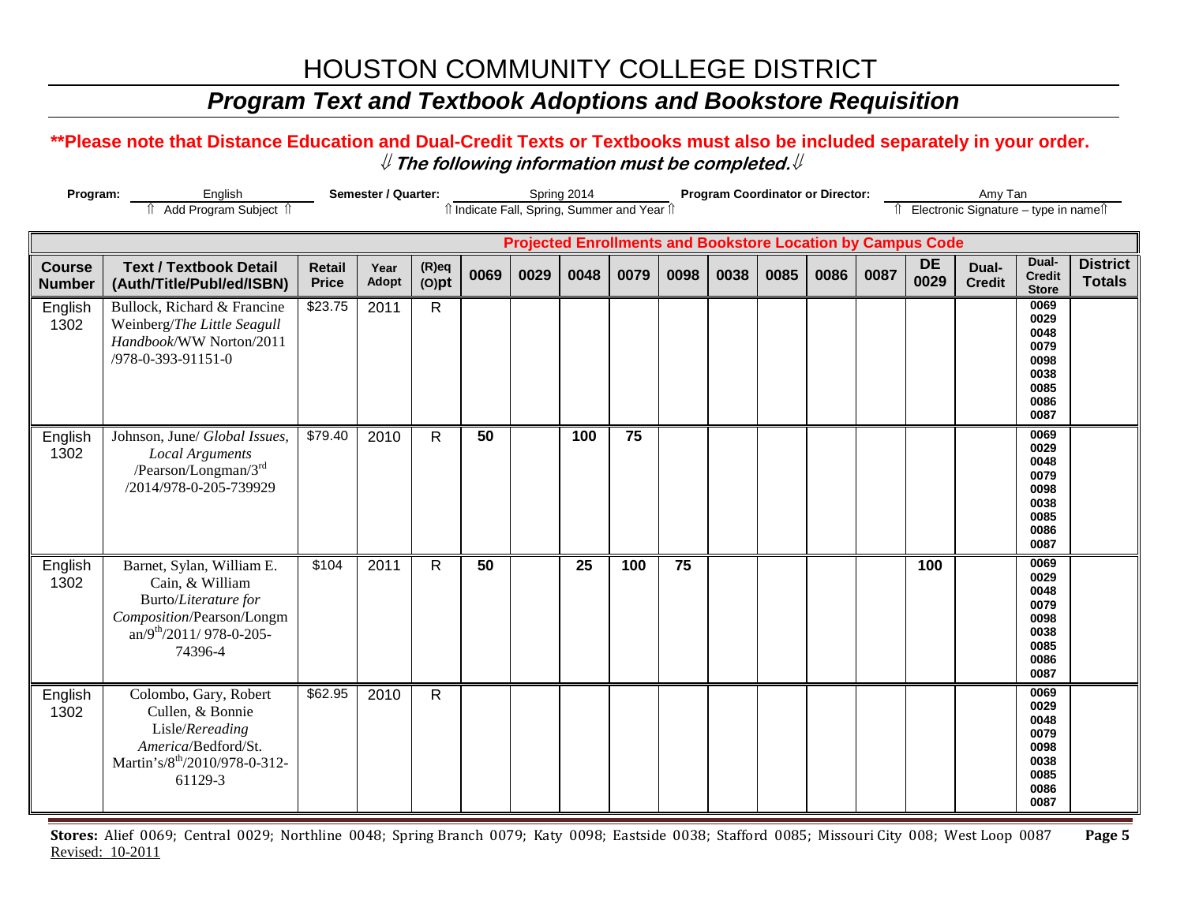# HOUSTON COMMUNITY COLLEGE DISTRICT

## *Program Text and Textbook Adoptions and Bookstore Requisition*

**\*\*Please note that Distance Education and Dual-Credit Texts or Textbooks must also be included separately in your order.**

⇓ ***The following information must be completed.*** ⇓

**Program:** English
⇑ Add Program Subject ⇑

**Semester / Quarter:** Spring 2014
⇑ Indicate Fall, Spring, Summer and Year ⇑

**Program Coordinator or Director:** Amy Tan
⇑ Electronic Signature – type in name ⇑

| | | | | | **Projected Enrollments and Bookstore Location by Campus Code** | | | | | | | | | | | | |
|---|---|---|---|---|---|---|---|---|---|---|---|---|---|---|---|---|---|
| **Course Number** | **Text / Textbook Detail (Auth/Title/Publ/ed/ISBN)** | **Retail Price** | **Year Adopt** | **(R)eq (O)pt** | **0069** | **0029** | **0048** | **0079** | **0098** | **0038** | **0085** | **0086** | **0087** | **DE 0029** | **Dual-Credit** | **Dual-Credit Store** | **District Totals** |
| English 1302 | Bullock, Richard & Francine Weinberg/*The Little Seagull Handbook*/WW Norton/2011 /978-0-393-91151-0 | $23.75 | 2011 | R | | | | | | | | | | | | 0069 0029 0048 0079 0098 0038 0085 0086 0087 | |
| English 1302 | Johnson, June/ *Global Issues, Local Arguments* /Pearson/Longman/3rd /2014/978-0-205-739929 | $79.40 | 2010 | R | 50 | | 100 | 75 | | | | | | | | 0069 0029 0048 0079 0098 0038 0085 0086 0087 | |
| English 1302 | Barnet, Sylan, William E. Cain, & William Burto/*Literature for Composition*/Pearson/Longman/9th/2011/ 978-0-205-74396-4 | $104 | 2011 | R | 50 | | 25 | 100 | 75 | | | | | 100 | | 0069 0029 0048 0079 0098 0038 0085 0086 0087 | |
| English 1302 | Colombo, Gary, Robert Cullen, & Bonnie Lisle/*Rereading America*/Bedford/St. Martin's/8th/2010/978-0-312-61129-3 | $62.95 | 2010 | R | | | | | | | | | | | | 0069 0029 0048 0079 0098 0038 0085 0086 0087 | |

**Stores:** Alief 0069; Central 0029; Northline 0048; Spring Branch 0079; Katy 0098; Eastside 0038; Stafford 0085; Missouri City 008; West Loop 0087

Revised: 10-2011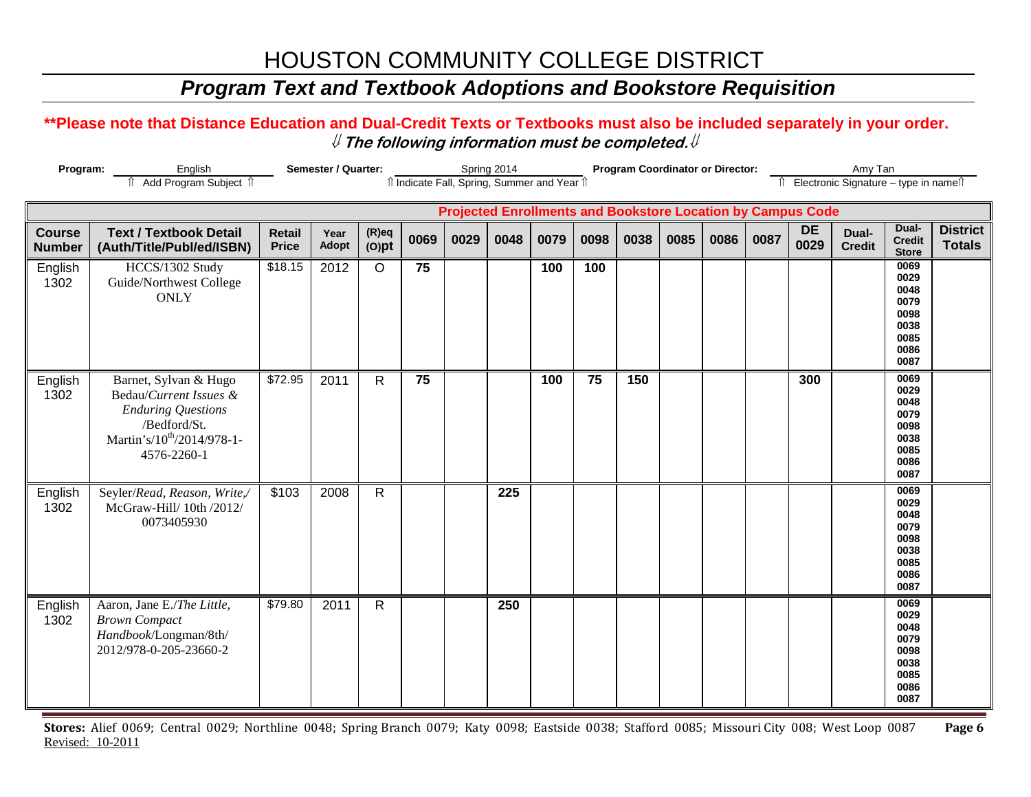# HOUSTON COMMUNITY COLLEGE DISTRICT

## *Program Text and Textbook Adoptions and Bookstore Requisition*

**\*\*Please note that Distance Education and Dual-Credit Texts or Textbooks must also be included separately in your order.**

**⇓ *The following information must be completed.* ⇓**

**Program:** English
⇑ Add Program Subject ⇑

**Semester / Quarter:** Spring 2014
⇑ Indicate Fall, Spring, Summer and Year ⇑

**Program Coordinator or Director:** Amy Tan
⇑ Electronic Signature – type in name⇑

| | | | | | Projected Enrollments and Bookstore Location by Campus Code | | | | | | | | | | | | |
|---|---|---|---|---|---|---|---|---|---|---|---|---|---|---|---|---|---|
| **Course Number** | **Text / Textbook Detail (Auth/Title/Publ/ed/ISBN)** | **Retail Price** | **Year Adopt** | **(R)eq (O)pt** | **0069** | **0029** | **0048** | **0079** | **0098** | **0038** | **0085** | **0086** | **0087** | **DE 0029** | **Dual-Credit** | **Dual-Credit Store** | **District Totals** |
| English 1302 | HCCS/1302 Study Guide/Northwest College ONLY | $18.15 | 2012 | O | **75** | | | **100** | **100** | | | | | | | 0069 0029 0048 0079 0098 0038 0085 0086 0087 | |
| English 1302 | Barnet, Sylvan & Hugo Bedau/*Current Issues & Enduring Questions* /Bedford/St. Martin's/10th/2014/978-1-4576-2260-1 | $72.95 | 2011 | R | **75** | | | **100** | **75** | **150** | | | | **300** | | 0069 0029 0048 0079 0098 0038 0085 0086 0087 | |
| English 1302 | Seyler/*Read, Reason, Write,*/ McGraw-Hill/ 10th /2012/ 0073405930 | $103 | 2008 | R | | | **225** | | | | | | | | | 0069 0029 0048 0079 0098 0038 0085 0086 0087 | |
| English 1302 | Aaron, Jane E./*The Little, Brown Compact Handbook*/Longman/8th/ 2012/978-0-205-23660-2 | $79.80 | 2011 | R | | | **250** | | | | | | | | | 0069 0029 0048 0079 0098 0038 0085 0086 0087 | |

**Stores:** Alief 0069; Central 0029; Northline 0048; Spring Branch 0079; Katy 0098; Eastside 0038; Stafford 0085; Missouri City 008; West Loop 0087

Revised: 10-2011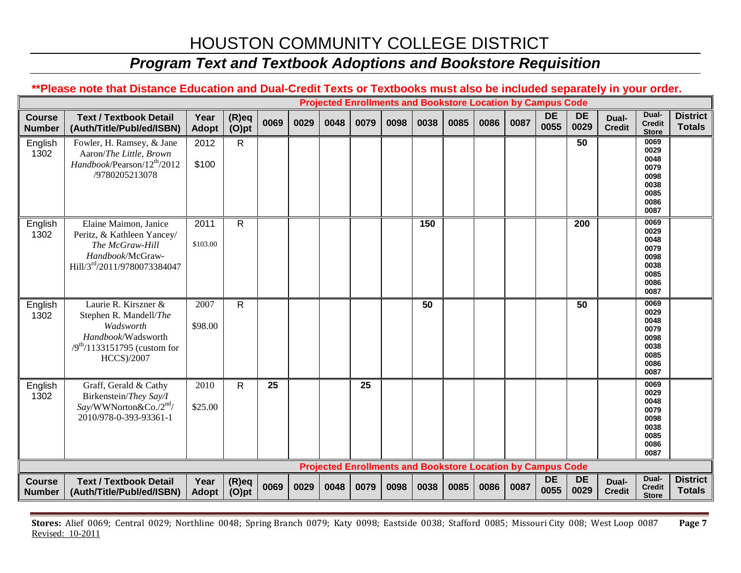# HOUSTON COMMUNITY COLLEGE DISTRICT

## *Program Text and Textbook Adoptions and Bookstore Requisition*

**\*\*Please note that Distance Education and Dual-Credit Texts or Textbooks must also be included separately in your order.**

| | | | | Projected Enrollments and Bookstore Location by Campus Code | | | | | | | | | | | | | |
|---|---|---|---|---|---|---|---|---|---|---|---|---|---|---|---|---|---|
| **Course Number** | **Text / Textbook Detail (Auth/Title/Publ/ed/ISBN)** | **Year Adopt** | **(R)eq (O)pt** | **0069** | **0029** | **0048** | **0079** | **0098** | **0038** | **0085** | **0086** | **0087** | **DE 0055** | **DE 0029** | **Dual-Credit** | **Dual-Credit Store** | **District Totals** |
| English 1302 | Fowler, H. Ramsey, & Jane Aaron/*The Little, Brown Handbook*/Pearson/12th/2012 /9780205213078 | 2012 $100 | R | | | | | | | | | | | 50 | | 0069 0029 0048 0079 0098 0038 0085 0086 0087 | |
| English 1302 | Elaine Maimon, Janice Peritz, & Kathleen Yancey/ *The McGraw-Hill Handbook*/McGraw-Hill/3rd/2011/9780073384047 | 2011 $103.00 | R | | | | | | 150 | | | | | 200 | | 0069 0029 0048 0079 0098 0038 0085 0086 0087 | |
| English 1302 | Laurie R. Kirszner & Stephen R. Mandell/*The Wadsworth Handbook*/Wadsworth /9th/1133151795 (custom for HCCS)/2007 | 2007 $98.00 | R | | | | | | 50 | | | | | 50 | | 0069 0029 0048 0079 0098 0038 0085 0086 0087 | |
| English 1302 | Graff, Gerald & Cathy Birkenstein/*They Say/I Say*/WWNorton&Co./2nd/ 2010/978-0-393-93361-1 | 2010 $25.00 | R | 25 | | | 25 | | | | | | | | | 0069 0029 0048 0079 0098 0038 0085 0086 0087 | |

**Stores:** Alief 0069; Central 0029; Northline 0048; Spring Branch 0079; Katy 0098; Eastside 0038; Stafford 0085; Missouri City 008; West Loop 0087

Revised: 10-2011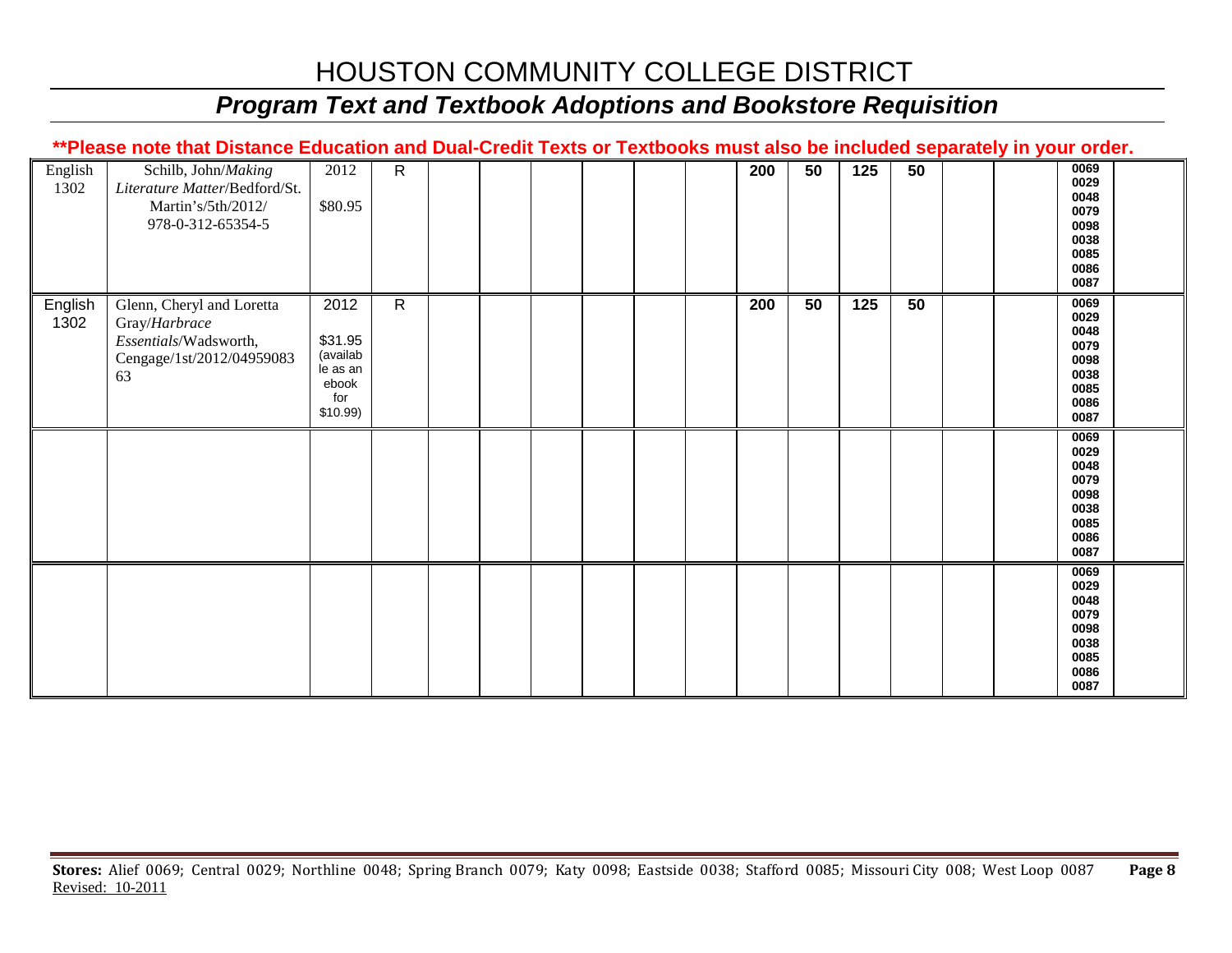**\*\*Please note that Distance Education and Dual-Credit Texts or Textbooks must also be included separately in your order.**

| | | | | | | | | | | | | | | | | | |
|---|---|---|---|---|---|---|---|---|---|---|---|---|---|---|---|---|---|
| English 1302 | Schilb, John/*Making Literature Matter*/Bedford/St. Martin's/5th/2012/ 978-0-312-65354-5 | 2012 $80.95 | R | | | | | | | **200** | **50** | **125** | **50** | | | **0069 0029 0048 0079 0098 0038 0085 0086 0087** | |
| English 1302 | Glenn, Cheryl and Loretta Gray/*Harbrace Essentials*/Wadsworth, Cengage/1st/2012/0495908363 | 2012 $31.95 (available as an ebook for $10.99) | R | | | | | | | **200** | **50** | **125** | **50** | | | **0069 0029 0048 0079 0098 0038 0085 0086 0087** | |
| | | | | | | | | | | | | | | | | **0069 0029 0048 0079 0098 0038 0085 0086 0087** | |
| | | | | | | | | | | | | | | | | **0069 0029 0048 0079 0098 0038 0085 0086 0087** | |